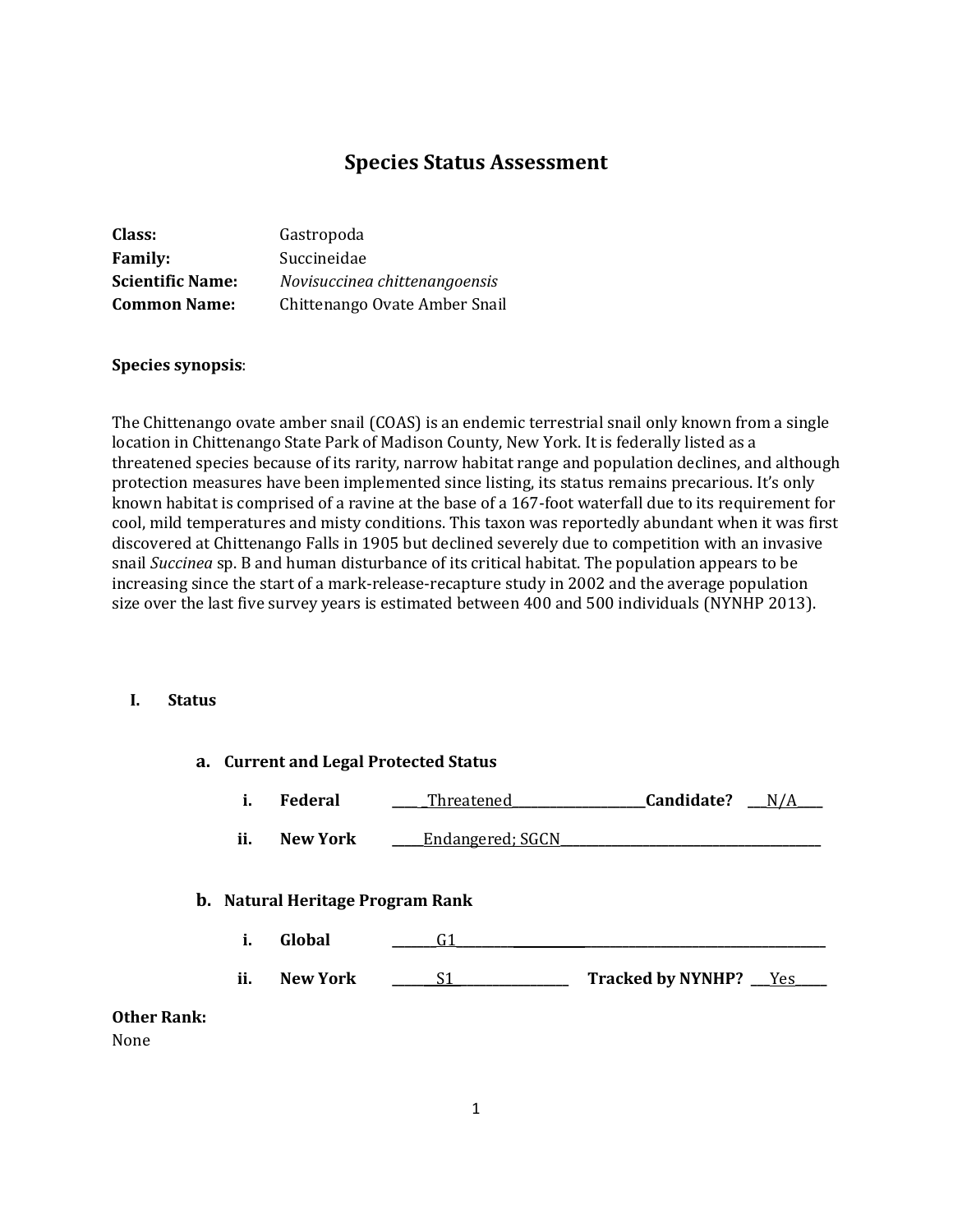# Species Status Assessment

**Class:** Gastropoda
**Family:** Succineidae
**Scientific Name:** *Novisuccinea chittenangoensis*
**Common Name:** Chittenango Ovate Amber Snail

**Species synopsis**:

The Chittenango ovate amber snail (COAS) is an endemic terrestrial snail only known from a single location in Chittenango State Park of Madison County, New York. It is federally listed as a threatened species because of its rarity, narrow habitat range and population declines, and although protection measures have been implemented since listing, its status remains precarious. It's only known habitat is comprised of a ravine at the base of a 167-foot waterfall due to its requirement for cool, mild temperatures and misty conditions. This taxon was reportedly abundant when it was first discovered at Chittenango Falls in 1905 but declined severely due to competition with an invasive snail *Succinea* sp. B and human disturbance of its critical habitat. The population appears to be increasing since the start of a mark-release-recapture study in 2002 and the average population size over the last five survey years is estimated between 400 and 500 individuals (NYNHP 2013).

## I. Status

### a. Current and Legal Protected Status

**i. Federal** Threatened **Candidate?** N/A

**ii. New York** Endangered; SGCN

### b. Natural Heritage Program Rank

**i. Global** G1

**ii. New York** S1 **Tracked by NYNHP?** Yes

**Other Rank:**
None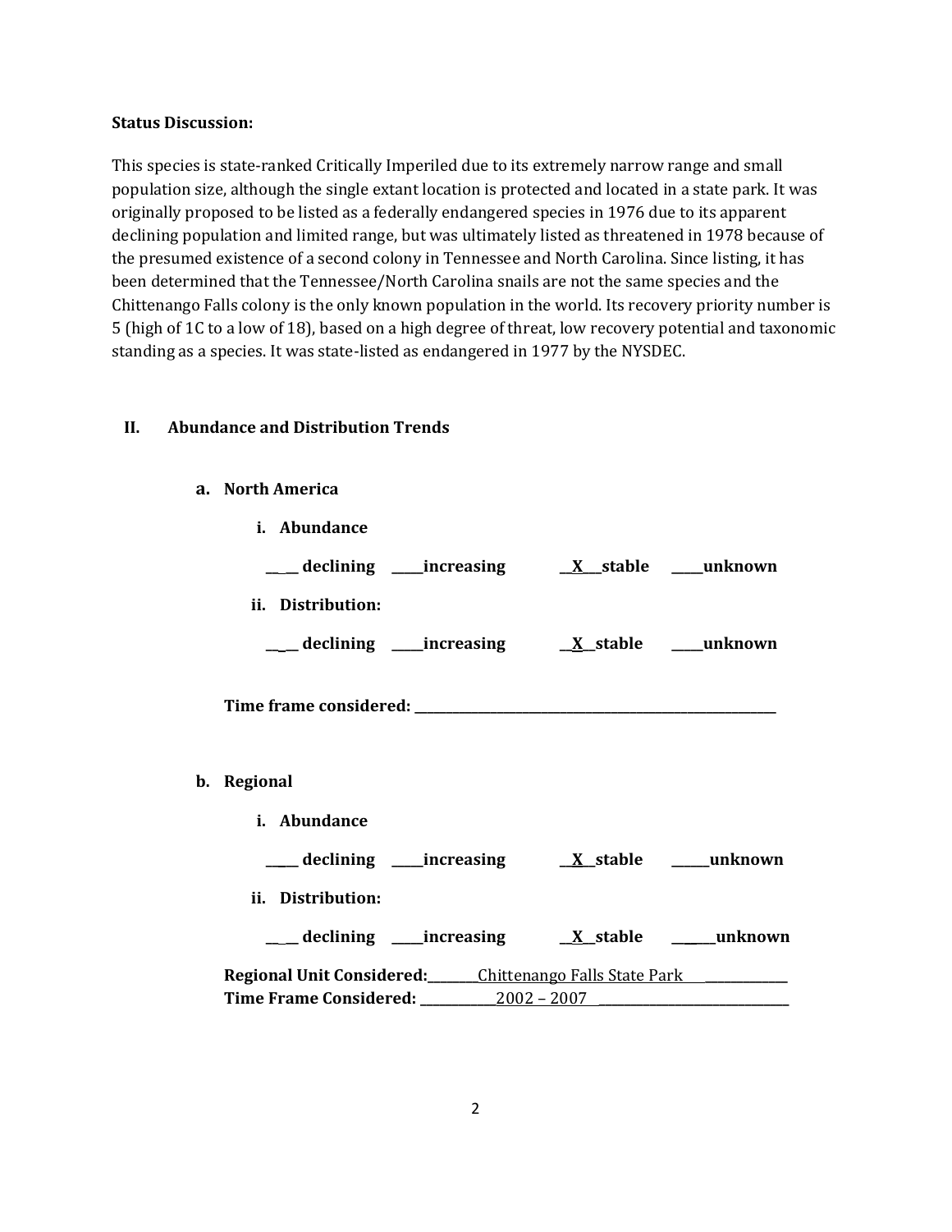**Status Discussion:**

This species is state-ranked Critically Imperiled due to its extremely narrow range and small population size, although the single extant location is protected and located in a state park. It was originally proposed to be listed as a federally endangered species in 1976 due to its apparent declining population and limited range, but was ultimately listed as threatened in 1978 because of the presumed existence of a second colony in Tennessee and North Carolina. Since listing, it has been determined that the Tennessee/North Carolina snails are not the same species and the Chittenango Falls colony is the only known population in the world. Its recovery priority number is 5 (high of 1C to a low of 18), based on a high degree of threat, low recovery potential and taxonomic standing as a species. It was state-listed as endangered in 1977 by the NYSDEC.

## II. Abundance and Distribution Trends

### a. North America

**i. Abundance**

**\_\_\_\_ declining \_\_\_\_\_increasing \_\_X\_\_\_stable \_\_\_\_\_unknown**

**ii. Distribution:**

**\_\_\_\_ declining \_\_\_\_\_increasing \_\_X\_\_stable \_\_\_\_\_unknown**

**Time frame considered: \_\_\_\_\_\_\_\_\_\_\_\_\_\_\_\_\_\_\_\_\_\_\_\_\_\_\_\_\_\_\_\_\_\_\_\_\_\_\_\_\_\_\_\_**

### b. Regional

**i. Abundance**

**\_\_\_\_ declining \_\_\_\_\_increasing \_\_X\_\_stable \_\_\_\_\_\_unknown**

**ii. Distribution:**

**\_\_\_\_ declining \_\_\_\_\_increasing \_\_X\_\_stable \_\_\_\_\_\_unknown**

**Regional Unit Considered:**\_\_\_\_\_\_\_\_Chittenango Falls State Park\_\_\_\_\_\_\_\_\_\_\_\_\_\_
**Time Frame Considered:** \_\_\_\_\_\_\_\_\_\_\_\_2002 – 2007\_\_\_\_\_\_\_\_\_\_\_\_\_\_\_\_\_\_\_\_\_\_\_\_\_\_\_\_\_\_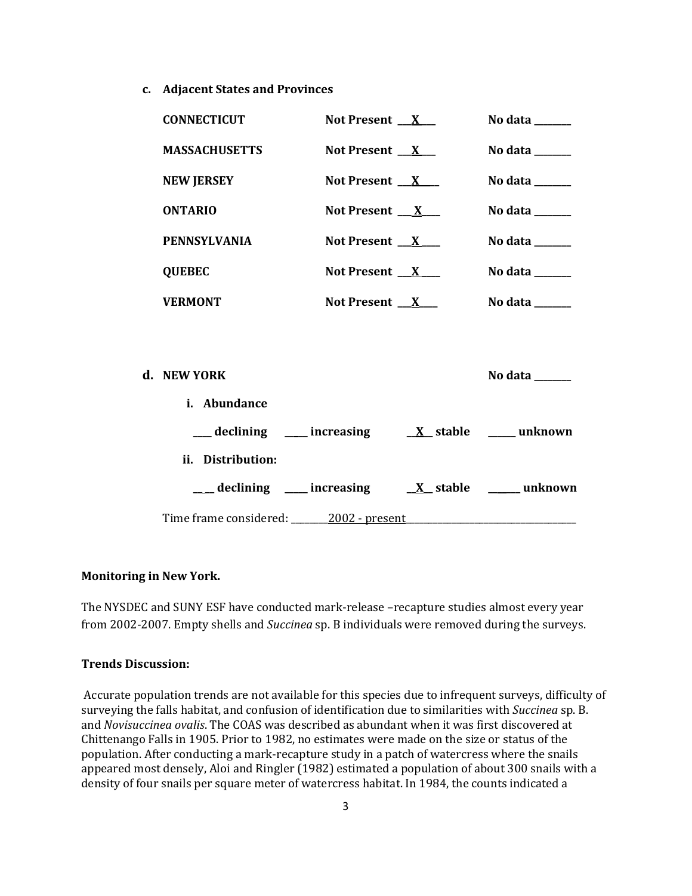**c. Adjacent States and Provinces**

| | | |
|---|---|---|
| **CONNECTICUT** | **Not Present** __X__ | **No data** ______ |
| **MASSACHUSETTS** | **Not Present** __X__ | **No data** ______ |
| **NEW JERSEY** | **Not Present** __X__ | **No data** ______ |
| **ONTARIO** | **Not Present** __X__ | **No data** ______ |
| **PENNSYLVANIA** | **Not Present** __X__ | **No data** ______ |
| **QUEBEC** | **Not Present** __X__ | **No data** ______ |
| **VERMONT** | **Not Present** __X__ | **No data** ______ |

**d. NEW YORK** **No data** ______

**i. Abundance**

____ **declining** ____ **increasing** __X__ **stable** _____ **unknown**

**ii. Distribution:**

____ **declining** ____ **increasing** __X__ **stable** _____ **unknown**

Time frame considered: ________2002 - present________________________________

**Monitoring in New York.**

The NYSDEC and SUNY ESF have conducted mark-release –recapture studies almost every year from 2002-2007. Empty shells and *Succinea* sp. B individuals were removed during the surveys.

**Trends Discussion:**

Accurate population trends are not available for this species due to infrequent surveys, difficulty of surveying the falls habitat, and confusion of identification due to similarities with *Succinea* sp. B. and *Novisuccinea ovalis*. The COAS was described as abundant when it was first discovered at Chittenango Falls in 1905. Prior to 1982, no estimates were made on the size or status of the population. After conducting a mark-recapture study in a patch of watercress where the snails appeared most densely, Aloi and Ringler (1982) estimated a population of about 300 snails with a density of four snails per square meter of watercress habitat. In 1984, the counts indicated a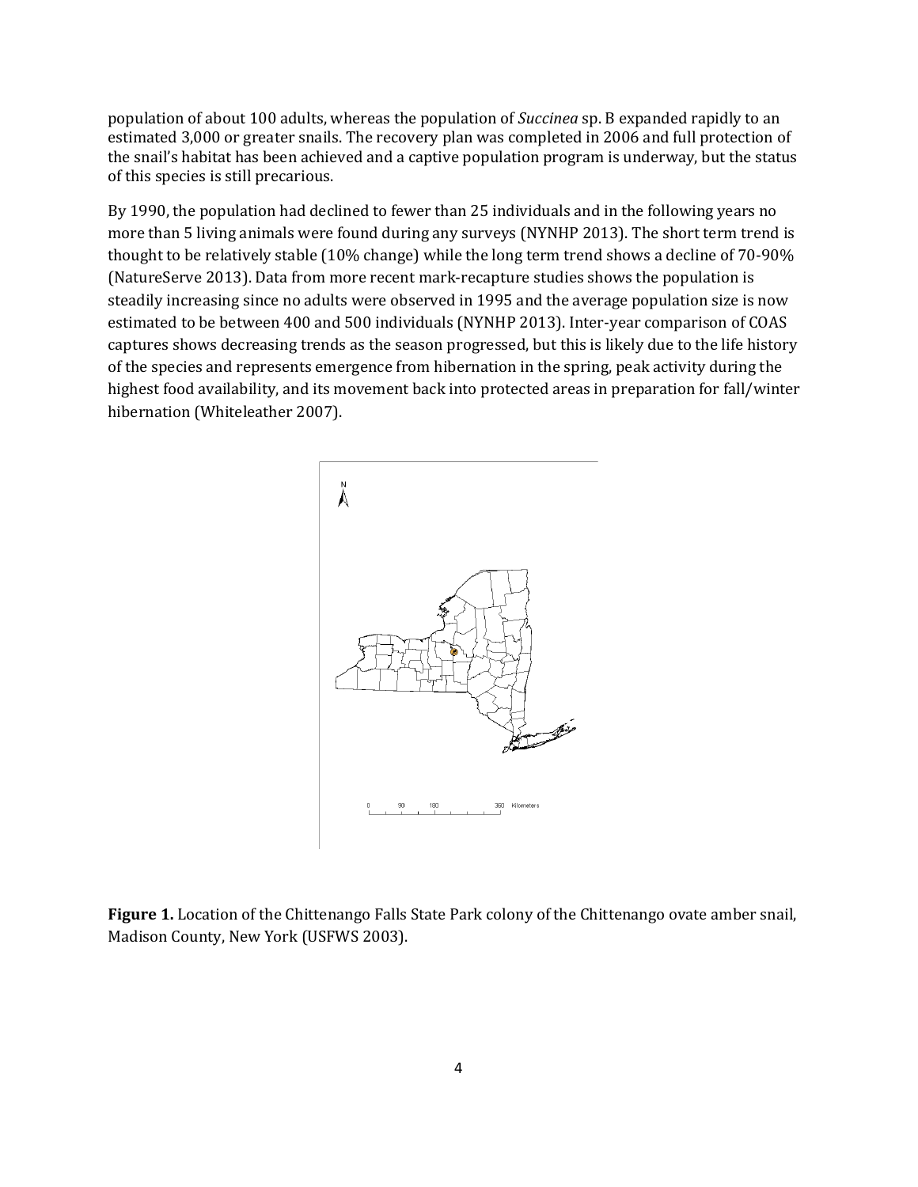population of about 100 adults, whereas the population of *Succinea* sp. B expanded rapidly to an estimated 3,000 or greater snails. The recovery plan was completed in 2006 and full protection of the snail's habitat has been achieved and a captive population program is underway, but the status of this species is still precarious.

By 1990, the population had declined to fewer than 25 individuals and in the following years no more than 5 living animals were found during any surveys (NYNHP 2013). The short term trend is thought to be relatively stable (10% change) while the long term trend shows a decline of 70-90% (NatureServe 2013). Data from more recent mark-recapture studies shows the population is steadily increasing since no adults were observed in 1995 and the average population size is now estimated to be between 400 and 500 individuals (NYNHP 2013). Inter-year comparison of COAS captures shows decreasing trends as the season progressed, but this is likely due to the life history of the species and represents emergence from hibernation in the spring, peak activity during the highest food availability, and its movement back into protected areas in preparation for fall/winter hibernation (Whiteleather 2007).

**Figure 1.** Location of the Chittenango Falls State Park colony of the Chittenango ovate amber snail, Madison County, New York (USFWS 2003).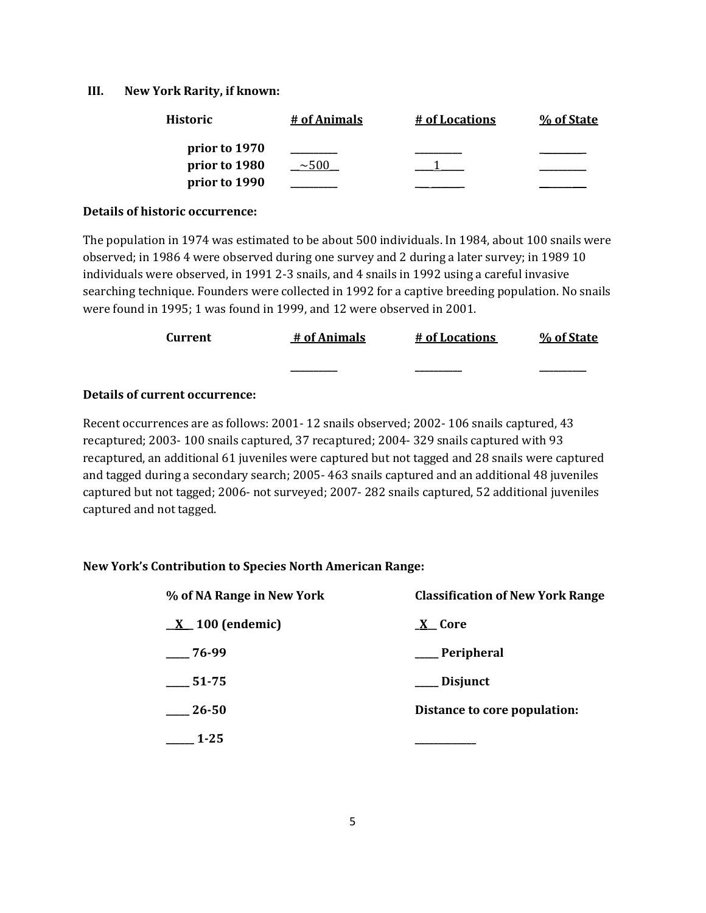### III. New York Rarity, if known:

| Historic | # of Animals | # of Locations | % of State |
|---|---|---|---|
| prior to 1970 | ________ | ________ | ________ |
| prior to 1980 | ~500 | 1 | ________ |
| prior to 1990 | ________ | ________ | ________ |

**Details of historic occurrence:**

The population in 1974 was estimated to be about 500 individuals. In 1984, about 100 snails were observed; in 1986 4 were observed during one survey and 2 during a later survey; in 1989 10 individuals were observed, in 1991 2-3 snails, and 4 snails in 1992 using a careful invasive searching technique. Founders were collected in 1992 for a captive breeding population. No snails were found in 1995; 1 was found in 1999, and 12 were observed in 2001.

| Current | # of Animals | # of Locations | % of State |
|---|---|---|---|
| | ________ | ________ | ________ |

**Details of current occurrence:**

Recent occurrences are as follows: 2001- 12 snails observed; 2002- 106 snails captured, 43 recaptured; 2003- 100 snails captured, 37 recaptured; 2004- 329 snails captured with 93 recaptured, an additional 61 juveniles were captured but not tagged and 28 snails were captured and tagged during a secondary search; 2005- 463 snails captured and an additional 48 juveniles captured but not tagged; 2006- not surveyed; 2007- 282 snails captured, 52 additional juveniles captured and not tagged.

**New York's Contribution to Species North American Range:**

| % of NA Range in New York | Classification of New York Range |
|---|---|
| **X 100 (endemic)** | **X Core** |
| **____ 76-99** | **____ Peripheral** |
| **____ 51-75** | **____ Disjunct** |
| **____ 26-50** | **Distance to core population:** |
| **____ 1-25** | ________ |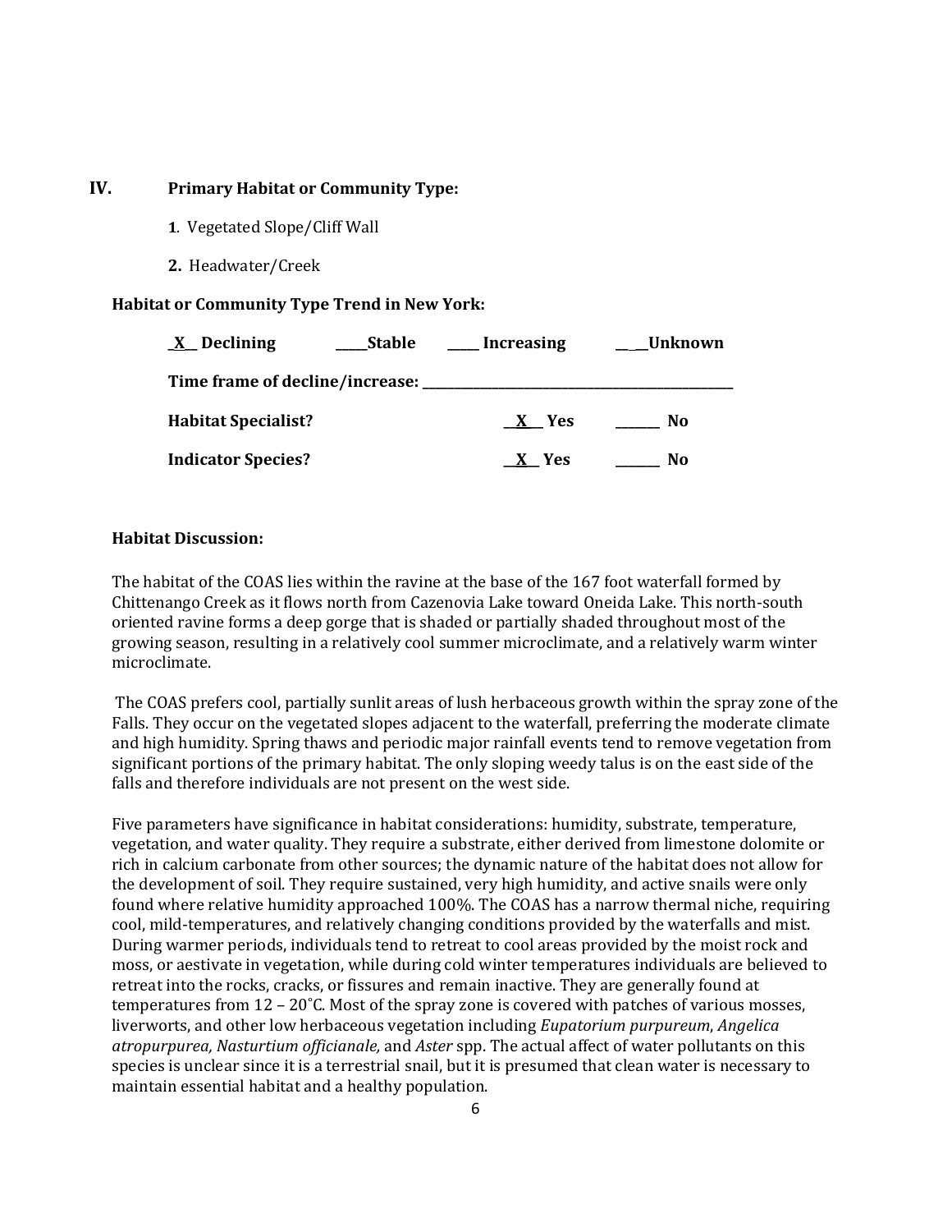## IV. Primary Habitat or Community Type:

**1**. Vegetated Slope/Cliff Wall

**2.** Headwater/Creek

**Habitat or Community Type Trend in New York:**

**_X_ Declining** **____Stable** **____ Increasing** **____Unknown**

**Time frame of decline/increase: ______________________________**

**Habitat Specialist?** **_X_ Yes** **______ No**

**Indicator Species?** **_X_ Yes** **______ No**

**Habitat Discussion:**

The habitat of the COAS lies within the ravine at the base of the 167 foot waterfall formed by Chittenango Creek as it flows north from Cazenovia Lake toward Oneida Lake. This north-south oriented ravine forms a deep gorge that is shaded or partially shaded throughout most of the growing season, resulting in a relatively cool summer microclimate, and a relatively warm winter microclimate.

The COAS prefers cool, partially sunlit areas of lush herbaceous growth within the spray zone of the Falls. They occur on the vegetated slopes adjacent to the waterfall, preferring the moderate climate and high humidity. Spring thaws and periodic major rainfall events tend to remove vegetation from significant portions of the primary habitat. The only sloping weedy talus is on the east side of the falls and therefore individuals are not present on the west side.

Five parameters have significance in habitat considerations: humidity, substrate, temperature, vegetation, and water quality. They require a substrate, either derived from limestone dolomite or rich in calcium carbonate from other sources; the dynamic nature of the habitat does not allow for the development of soil. They require sustained, very high humidity, and active snails were only found where relative humidity approached 100%. The COAS has a narrow thermal niche, requiring cool, mild-temperatures, and relatively changing conditions provided by the waterfalls and mist. During warmer periods, individuals tend to retreat to cool areas provided by the moist rock and moss, or aestivate in vegetation, while during cold winter temperatures individuals are believed to retreat into the rocks, cracks, or fissures and remain inactive. They are generally found at temperatures from 12 – 20˚C. Most of the spray zone is covered with patches of various mosses, liverworts, and other low herbaceous vegetation including *Eupatorium purpureum*, *Angelica atropurpurea, Nasturtium officianale,* and *Aster* spp. The actual affect of water pollutants on this species is unclear since it is a terrestrial snail, but it is presumed that clean water is necessary to maintain essential habitat and a healthy population.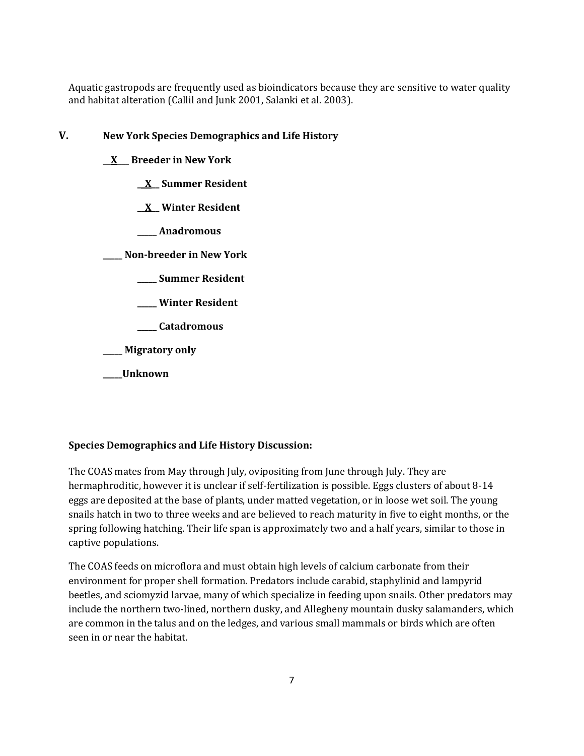Aquatic gastropods are frequently used as bioindicators because they are sensitive to water quality and habitat alteration (Callil and Junk 2001, Salanki et al. 2003).

## V. New York Species Demographics and Life History

**__X__ Breeder in New York**

**__X__ Summer Resident**

**__X__ Winter Resident**

**_____ Anadromous**

**_____ Non-breeder in New York**

**_____ Summer Resident**

**_____ Winter Resident**

**_____ Catadromous**

**_____ Migratory only**

**_____Unknown**

**Species Demographics and Life History Discussion:**

The COAS mates from May through July, ovipositing from June through July. They are hermaphroditic, however it is unclear if self-fertilization is possible. Eggs clusters of about 8-14 eggs are deposited at the base of plants, under matted vegetation, or in loose wet soil. The young snails hatch in two to three weeks and are believed to reach maturity in five to eight months, or the spring following hatching. Their life span is approximately two and a half years, similar to those in captive populations.

The COAS feeds on microflora and must obtain high levels of calcium carbonate from their environment for proper shell formation. Predators include carabid, staphylinid and lampyrid beetles, and sciomyzid larvae, many of which specialize in feeding upon snails. Other predators may include the northern two-lined, northern dusky, and Allegheny mountain dusky salamanders, which are common in the talus and on the ledges, and various small mammals or birds which are often seen in or near the habitat.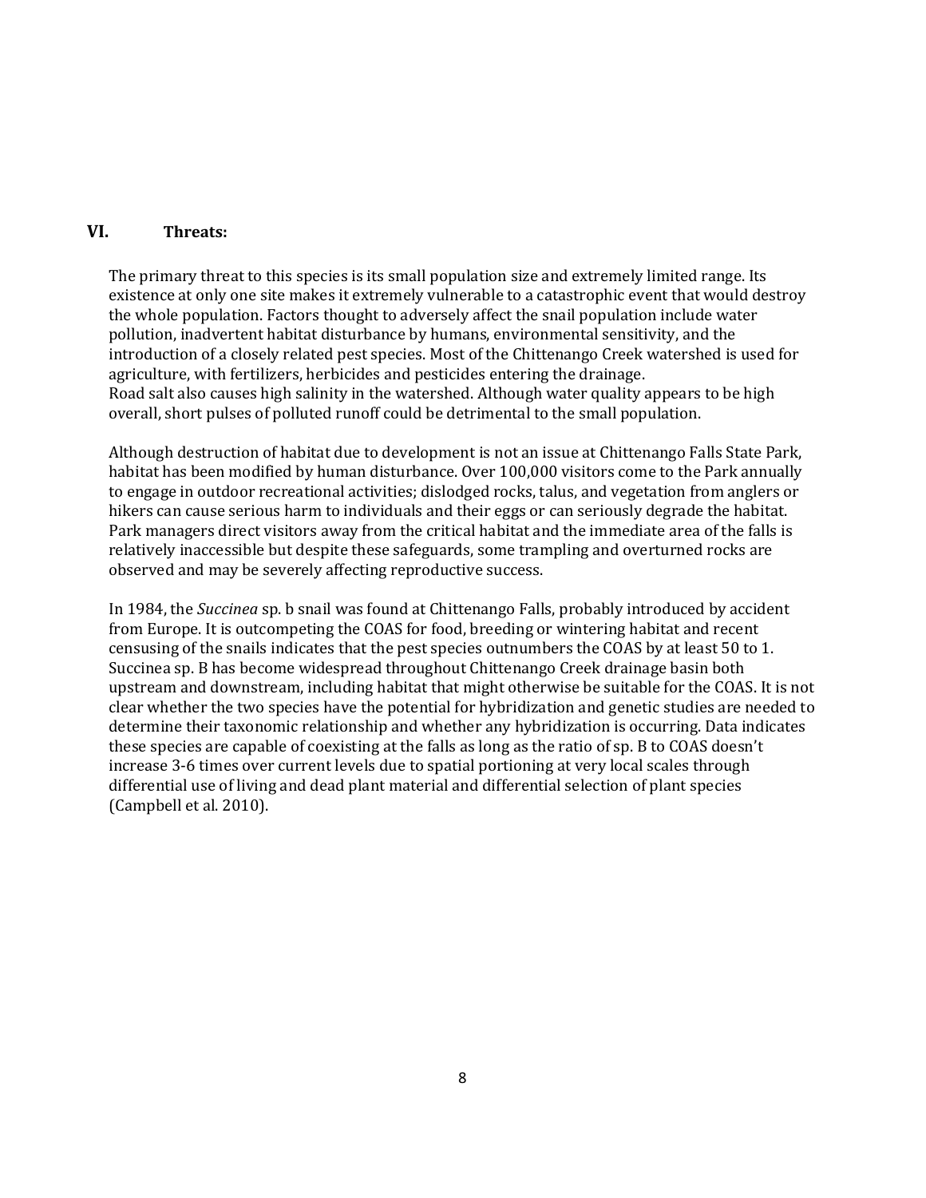## VI. Threats:

The primary threat to this species is its small population size and extremely limited range. Its existence at only one site makes it extremely vulnerable to a catastrophic event that would destroy the whole population. Factors thought to adversely affect the snail population include water pollution, inadvertent habitat disturbance by humans, environmental sensitivity, and the introduction of a closely related pest species. Most of the Chittenango Creek watershed is used for agriculture, with fertilizers, herbicides and pesticides entering the drainage.
Road salt also causes high salinity in the watershed. Although water quality appears to be high overall, short pulses of polluted runoff could be detrimental to the small population.

Although destruction of habitat due to development is not an issue at Chittenango Falls State Park, habitat has been modified by human disturbance. Over 100,000 visitors come to the Park annually to engage in outdoor recreational activities; dislodged rocks, talus, and vegetation from anglers or hikers can cause serious harm to individuals and their eggs or can seriously degrade the habitat. Park managers direct visitors away from the critical habitat and the immediate area of the falls is relatively inaccessible but despite these safeguards, some trampling and overturned rocks are observed and may be severely affecting reproductive success.

In 1984, the *Succinea* sp. b snail was found at Chittenango Falls, probably introduced by accident from Europe. It is outcompeting the COAS for food, breeding or wintering habitat and recent censusing of the snails indicates that the pest species outnumbers the COAS by at least 50 to 1. Succinea sp. B has become widespread throughout Chittenango Creek drainage basin both upstream and downstream, including habitat that might otherwise be suitable for the COAS. It is not clear whether the two species have the potential for hybridization and genetic studies are needed to determine their taxonomic relationship and whether any hybridization is occurring. Data indicates these species are capable of coexisting at the falls as long as the ratio of sp. B to COAS doesn't increase 3-6 times over current levels due to spatial portioning at very local scales through differential use of living and dead plant material and differential selection of plant species (Campbell et al. 2010).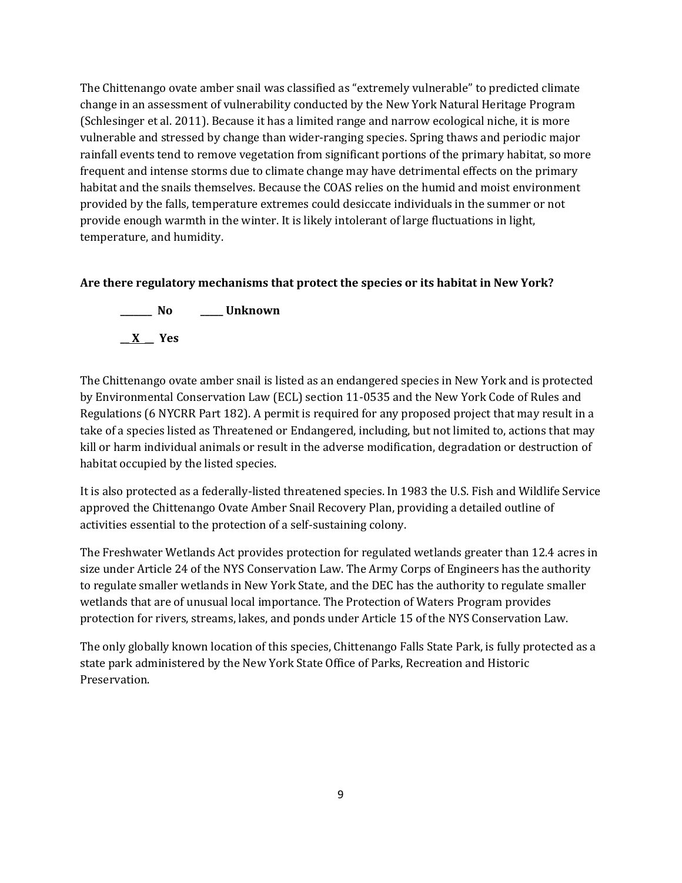The Chittenango ovate amber snail was classified as "extremely vulnerable" to predicted climate change in an assessment of vulnerability conducted by the New York Natural Heritage Program (Schlesinger et al. 2011). Because it has a limited range and narrow ecological niche, it is more vulnerable and stressed by change than wider-ranging species. Spring thaws and periodic major rainfall events tend to remove vegetation from significant portions of the primary habitat, so more frequent and intense storms due to climate change may have detrimental effects on the primary habitat and the snails themselves. Because the COAS relies on the humid and moist environment provided by the falls, temperature extremes could desiccate individuals in the summer or not provide enough warmth in the winter. It is likely intolerant of large fluctuations in light, temperature, and humidity.

**Are there regulatory mechanisms that protect the species or its habitat in New York?**

_______ **No** _____ **Unknown**

__X__ **Yes**

The Chittenango ovate amber snail is listed as an endangered species in New York and is protected by Environmental Conservation Law (ECL) section 11-0535 and the New York Code of Rules and Regulations (6 NYCRR Part 182). A permit is required for any proposed project that may result in a take of a species listed as Threatened or Endangered, including, but not limited to, actions that may kill or harm individual animals or result in the adverse modification, degradation or destruction of habitat occupied by the listed species.

It is also protected as a federally-listed threatened species. In 1983 the U.S. Fish and Wildlife Service approved the Chittenango Ovate Amber Snail Recovery Plan, providing a detailed outline of activities essential to the protection of a self-sustaining colony.

The Freshwater Wetlands Act provides protection for regulated wetlands greater than 12.4 acres in size under Article 24 of the NYS Conservation Law. The Army Corps of Engineers has the authority to regulate smaller wetlands in New York State, and the DEC has the authority to regulate smaller wetlands that are of unusual local importance. The Protection of Waters Program provides protection for rivers, streams, lakes, and ponds under Article 15 of the NYS Conservation Law.

The only globally known location of this species, Chittenango Falls State Park, is fully protected as a state park administered by the New York State Office of Parks, Recreation and Historic Preservation.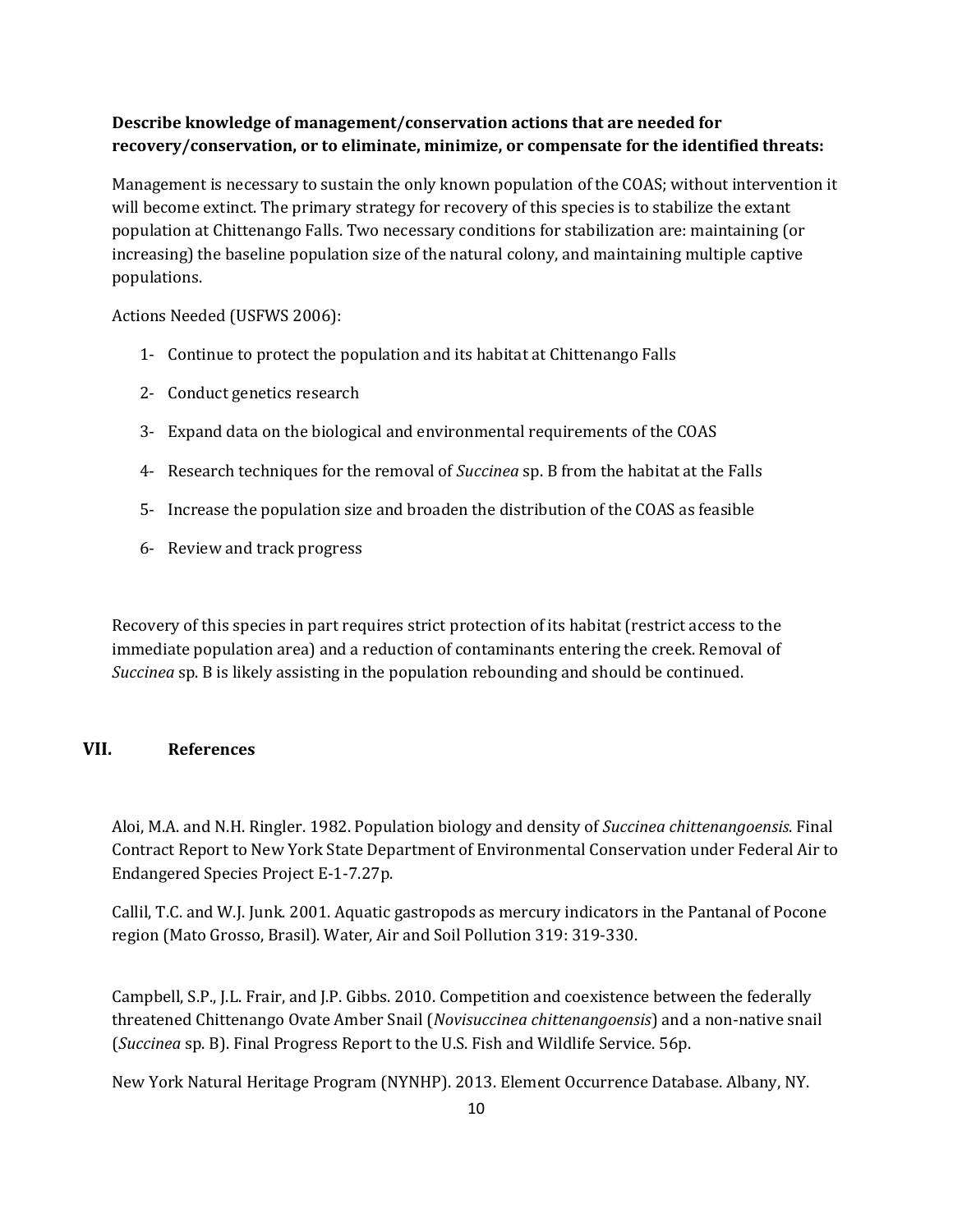**Describe knowledge of management/conservation actions that are needed for recovery/conservation, or to eliminate, minimize, or compensate for the identified threats:**

Management is necessary to sustain the only known population of the COAS; without intervention it will become extinct. The primary strategy for recovery of this species is to stabilize the extant population at Chittenango Falls. Two necessary conditions for stabilization are: maintaining (or increasing) the baseline population size of the natural colony, and maintaining multiple captive populations.

Actions Needed (USFWS 2006):

1- Continue to protect the population and its habitat at Chittenango Falls

2- Conduct genetics research

3- Expand data on the biological and environmental requirements of the COAS

4- Research techniques for the removal of *Succinea* sp. B from the habitat at the Falls

5- Increase the population size and broaden the distribution of the COAS as feasible

6- Review and track progress

Recovery of this species in part requires strict protection of its habitat (restrict access to the immediate population area) and a reduction of contaminants entering the creek. Removal of *Succinea* sp. B is likely assisting in the population rebounding and should be continued.

## VII. References

Aloi, M.A. and N.H. Ringler. 1982. Population biology and density of *Succinea chittenangoensis*. Final Contract Report to New York State Department of Environmental Conservation under Federal Air to Endangered Species Project E-1-7.27p.

Callil, T.C. and W.J. Junk. 2001. Aquatic gastropods as mercury indicators in the Pantanal of Pocone region (Mato Grosso, Brasil). Water, Air and Soil Pollution 319: 319-330.

Campbell, S.P., J.L. Frair, and J.P. Gibbs. 2010. Competition and coexistence between the federally threatened Chittenango Ovate Amber Snail (*Novisuccinea chittenangoensis*) and a non-native snail (*Succinea* sp. B). Final Progress Report to the U.S. Fish and Wildlife Service. 56p.

New York Natural Heritage Program (NYNHP). 2013. Element Occurrence Database. Albany, NY.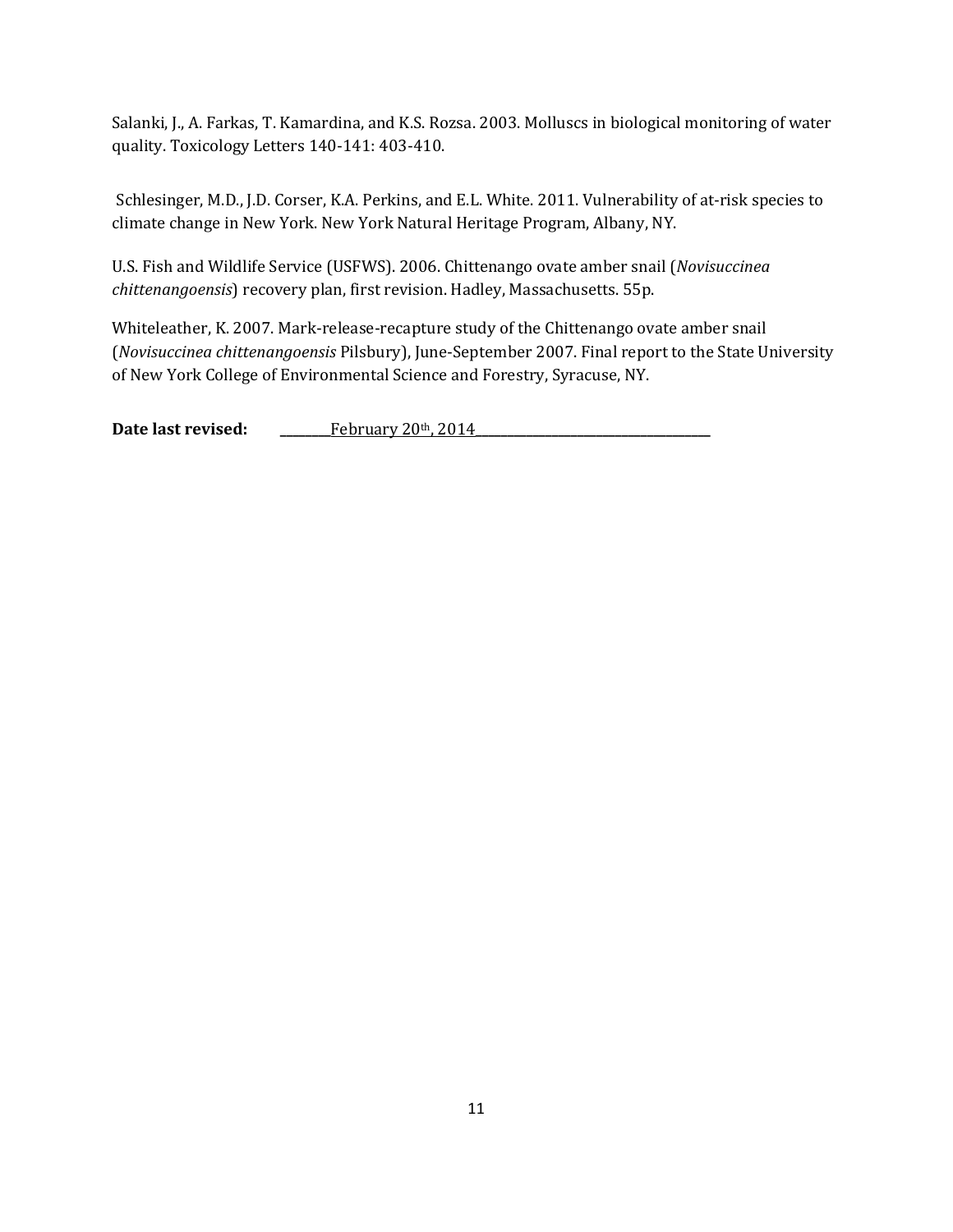Salanki, J., A. Farkas, T. Kamardina, and K.S. Rozsa. 2003. Molluscs in biological monitoring of water quality. Toxicology Letters 140-141: 403-410.

Schlesinger, M.D., J.D. Corser, K.A. Perkins, and E.L. White. 2011. Vulnerability of at-risk species to climate change in New York. New York Natural Heritage Program, Albany, NY.

U.S. Fish and Wildlife Service (USFWS). 2006. Chittenango ovate amber snail (*Novisuccinea chittenangoensis*) recovery plan, first revision. Hadley, Massachusetts. 55p.

Whiteleather, K. 2007. Mark-release-recapture study of the Chittenango ovate amber snail (*Novisuccinea chittenangoensis* Pilsbury), June-September 2007. Final report to the State University of New York College of Environmental Science and Forestry, Syracuse, NY.

**Date last revised:** February 20th, 2014